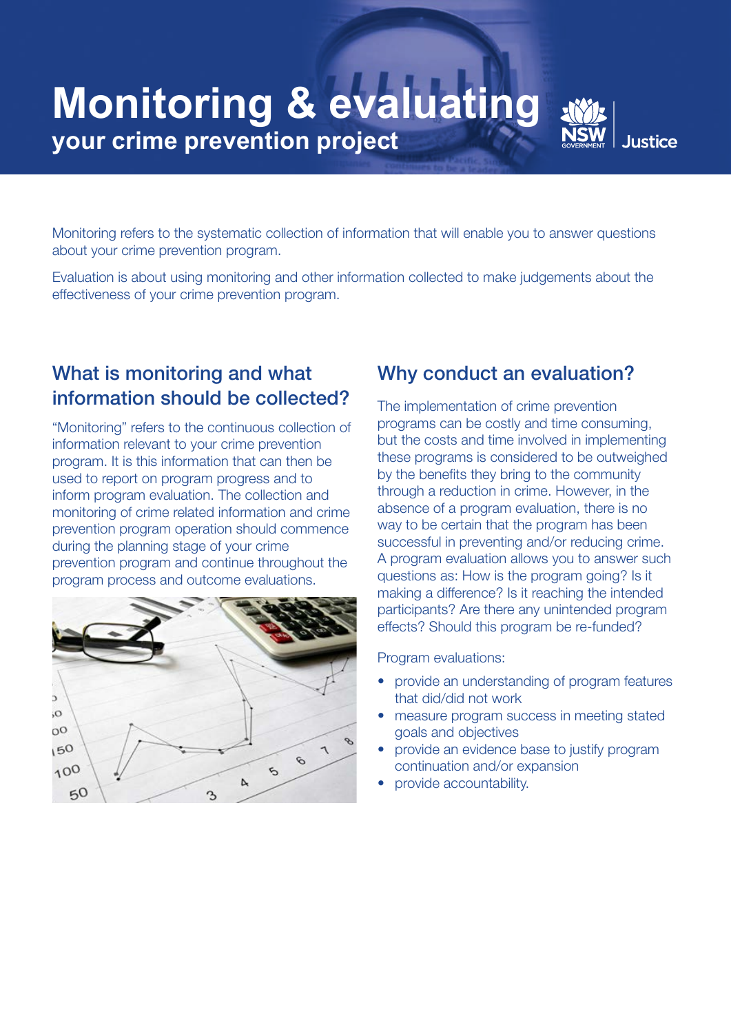# Monitoring & evaluating

## your crime prevention project

Monitoring refers to the systematic collection of information that will enable you to answer questions about your crime prevention program.

Evaluation is about using monitoring and other information collected to make judgements about the effectiveness of your crime prevention program.

## What is monitoring and what information should be collected?

"Monitoring" refers to the continuous collection of information relevant to your crime prevention program. It is this information that can then be used to report on program progress and to inform program evaluation. The collection and monitoring of crime related information and crime prevention program operation should commence during the planning stage of your crime prevention program and continue throughout the program process and outcome evaluations.

## Why conduct an evaluation?

The implementation of crime prevention programs can be costly and time consuming, but the costs and time involved in implementing these programs is considered to be outweighed by the benefits they bring to the community through a reduction in crime. However, in the absence of a program evaluation, there is no way to be certain that the program has been successful in preventing and/or reducing crime. A program evaluation allows you to answer such questions as: How is the program going? Is it making a difference? Is it reaching the intended participants? Are there any unintended program effects? Should this program be re-funded?

Program evaluations:

- provide an understanding of program features that did/did not work
- measure program success in meeting stated goals and objectives
- provide an evidence base to justify program continuation and/or expansion
- provide accountability.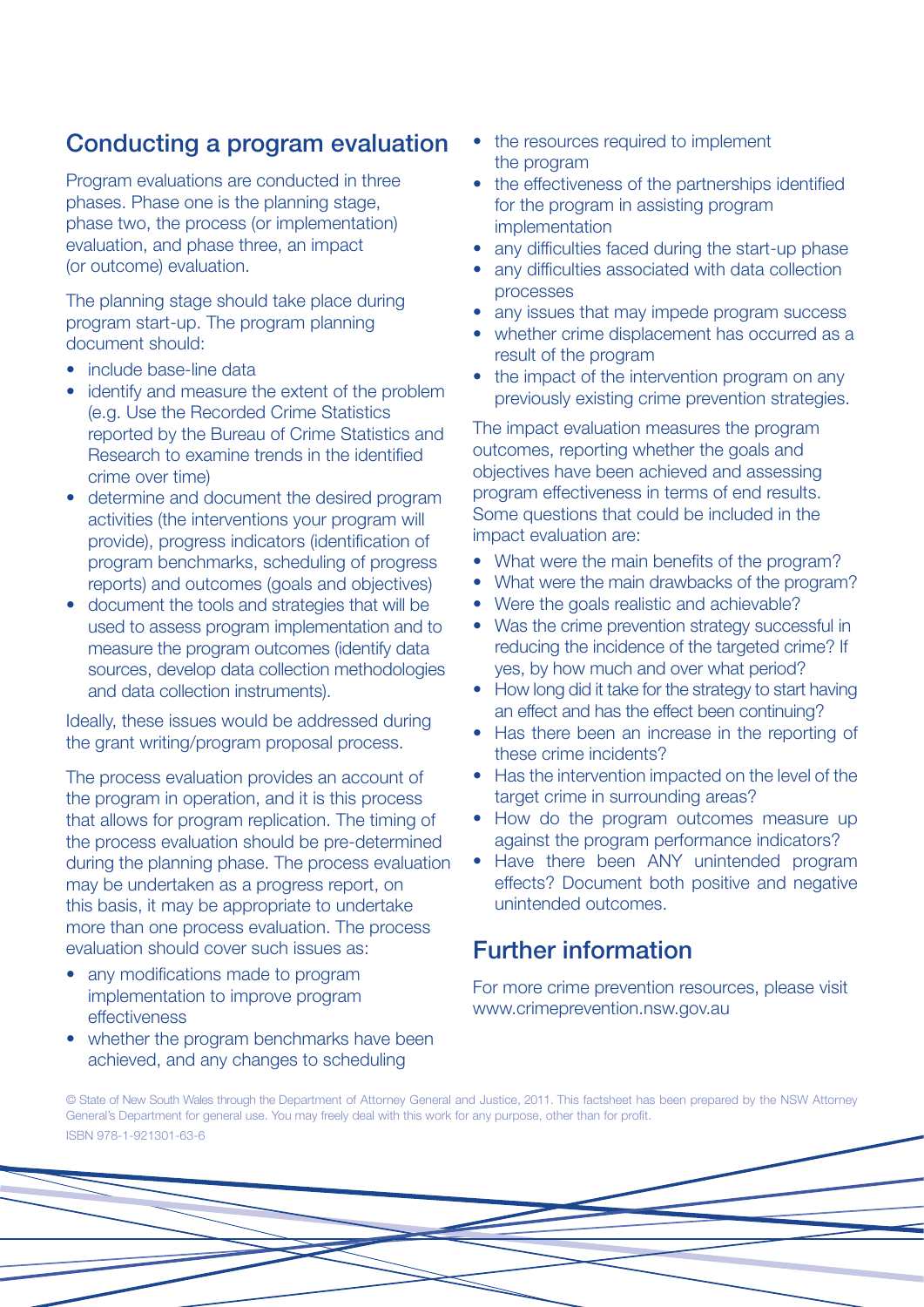## Conducting a program evaluation

Program evaluations are conducted in three phases. Phase one is the planning stage, phase two, the process (or implementation) evaluation, and phase three, an impact (or outcome) evaluation.

The planning stage should take place during program start-up. The program planning document should:

- include base-line data
- identify and measure the extent of the problem (e.g. Use the Recorded Crime Statistics reported by the Bureau of Crime Statistics and Research to examine trends in the identified crime over time)
- determine and document the desired program activities (the interventions your program will provide), progress indicators (identification of program benchmarks, scheduling of progress reports) and outcomes (goals and objectives)
- document the tools and strategies that will be used to assess program implementation and to measure the program outcomes (identify data sources, develop data collection methodologies and data collection instruments).

Ideally, these issues would be addressed during the grant writing/program proposal process.

The process evaluation provides an account of the program in operation, and it is this process that allows for program replication. The timing of the process evaluation should be pre-determined during the planning phase. The process evaluation may be undertaken as a progress report, on this basis, it may be appropriate to undertake more than one process evaluation. The process evaluation should cover such issues as:

- any modifications made to program implementation to improve program effectiveness
- whether the program benchmarks have been achieved, and any changes to scheduling
- the resources required to implement the program
- the effectiveness of the partnerships identified for the program in assisting program implementation
- any difficulties faced during the start-up phase
- any difficulties associated with data collection processes
- any issues that may impede program success
- whether crime displacement has occurred as a result of the program
- the impact of the intervention program on any previously existing crime prevention strategies.

The impact evaluation measures the program outcomes, reporting whether the goals and objectives have been achieved and assessing program effectiveness in terms of end results. Some questions that could be included in the impact evaluation are:

- What were the main benefits of the program?
- What were the main drawbacks of the program?
- Were the goals realistic and achievable?
- Was the crime prevention strategy successful in reducing the incidence of the targeted crime? If yes, by how much and over what period?
- How long did it take for the strategy to start having an effect and has the effect been continuing?
- Has there been an increase in the reporting of these crime incidents?
- Has the intervention impacted on the level of the target crime in surrounding areas?
- How do the program outcomes measure up against the program performance indicators?
- Have there been ANY unintended program effects? Document both positive and negative unintended outcomes.

## Further information

For more crime prevention resources, please visit www.crimeprevention.nsw.gov.au

© State of New South Wales through the Department of Attorney General and Justice, 2011. This factsheet has been prepared by the NSW Attorney General's Department for general use. You may freely deal with this work for any purpose, other than for profit.

ISBN 978-1-921301-63-6